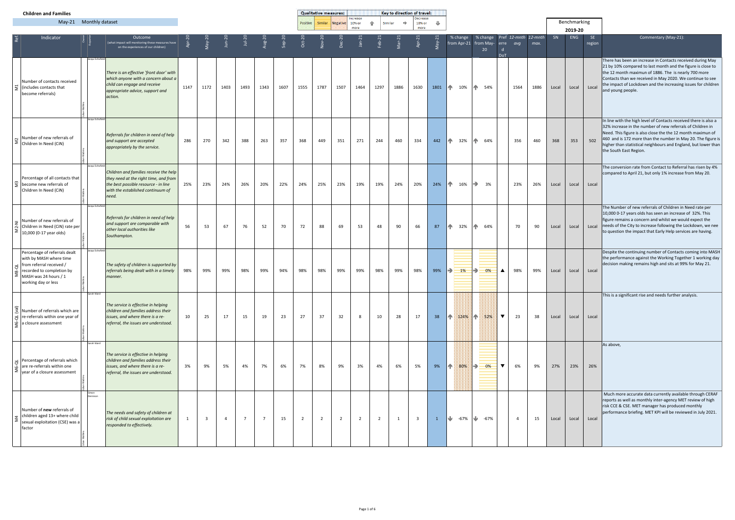# Children and Families

May-21 Monthly dataset

| Qualitative measures: | | |
|---|---|---|
| Positive | Similar | Negative |

| Key to direction of travel: | | |
|---|---|---|
| Increase 10% or more ⇧ | Similar ⇨ | Decrease 10% or more ⇩ |

| Ref. | Indicator | Owner / Reporter | Outcome (what impact will monitoring these measures have on the experiences of our children) | Apr-20 | May-20 | Jun-20 | Jul-20 | Aug-20 | Sep-20 | Oct-20 | Nov-20 | Dec-20 | Jan-21 | Feb-21 | Mar-21 | Apr-21 | May-21 | % change from Apr-21 | % change from May-20 | Preferred DoT | 12-mnth avg | 12-mnth max. | Benchmarking 2019-20 SN | ENG | SE region | Commentary (May-21): |
|---|---|---|---|---|---|---|---|---|---|---|---|---|---|---|---|---|---|---|---|---|---|---|---|---|---|---|
| M1 | Number of contacts received (includes contacts that become referrals) | Jacqui Scholfield / Julian Watkins | There is an effective 'front door' with which anyone with a concern about a child can engage and receive appropriate advice, support and action. | 1147 | 1172 | 1403 | 1493 | 1343 | 1607 | 1555 | 1787 | 1507 | 1464 | 1297 | 1886 | 1630 | 1801 | ⇧ 10% | ⇧ 54% | | 1564 | 1886 | Local | Local | Local | There has been an increase in Contacts received during May 21 by 10% compared to last month and the figure is close to the 12 month maximun of 1886. The is nearly 700 more Contacts than we received in May 2020. We continue to see the impact of Lockdown and the increasing issues for children and young people. |
| M2 | Number of new referrals of Children In Need (CiN) | Jacqui Scholfield / Julian Watkins | Referrals for children in need of help and support are accepted appropriately by the service. | 286 | 270 | 342 | 388 | 263 | 357 | 368 | 449 | 351 | 271 | 244 | 460 | 334 | 442 | ⇧ 32% | ⇧ 64% | | 356 | 460 | 368 | 353 | 502 | In line with the high level of Contacts received there is also a 32% increase in the number of new referrals of Children in Need. This figure is also close the 12 month maximun of 460 and is 172 more than the number in May 20. The figure is higher than statistical neighbours and England, but lower than the South East Region. |
| M3 | Percentage of all contacts that become new referrals of Children In Need (CiN) | Jacqui Scholfield / Julian Watkins | Children and families receive the help they need at the right time, and from the best possible resource - in line with the established continuum of need. | 25% | 23% | 24% | 26% | 20% | 22% | 24% | 25% | 23% | 19% | 19% | 24% | 20% | 24% | ⇧ 16% | ⇨ 3% | | 23% | 26% | Local | Local | Local | The conversion rate from Contact to Referral has risen by 4% compared to April 21, but only 1% increase from May 20. |
| M2-NI | Number of new referrals of Children In Need (CiN) rate per 10,000 (0-17 year olds) | Jacqui Scholfield / Julian Watkins | Referrals for children in need of help and support are comparable with other local authorities like Southampton. | 56 | 53 | 67 | 76 | 52 | 70 | 72 | 88 | 69 | 53 | 48 | 90 | 66 | 87 | ⇧ 32% | ⇧ 64% | | 70 | 90 | Local | Local | Local | The Number of new referrals of Children in Need rate per 10,000 0-17 years olds has seen an increase of 32%. This figure remains a concern and whilst we would expect the needs of the City to increase following the Lockdown, we nee to question the impact that Early Help services are having. |
| M8-QL | Percentage of referrals dealt with by MASH where time from referral received / recorded to completion by MASH was 24 hours / 1 working day or less | Jacqui Scholfield / Julian Watkins | The safety of children is supported by referrals being dealt with in a timely manner. | 98% | 99% | 99% | 98% | 99% | 94% | 98% | 98% | 99% | 99% | 98% | 99% | 98% | 99% | ⇨ 1% | ⇨ 0% | ▲ | 98% | 99% | Local | Local | Local | Despite the continuing number of Contacts coming into MASH the performance against the Working Together 1 working day decision making remains high and sits at 99% for May 21. |
| M6-QL (val) | Number of referrals which are re-referrals within one year of a closure assessment | Sarah Ward / Julian Watkins | The service is effective in helping children and families address their issues, and where there is a re-referral, the issues are understood. | 10 | 25 | 17 | 15 | 19 | 23 | 27 | 37 | 32 | 8 | 10 | 28 | 17 | 38 | ⇧ 124% | ⇧ 52% | ▼ | 23 | 38 | Local | Local | Local | This is a significant rise and needs further analysis. |
| M6-QL | Percentage of referrals which are re-referrals within one year of a closure assessment | Sarah Ward / Julian Watkins | The service is effective in helping children and families address their issues, and where there is a re-referral, the issues are understood. | 3% | 9% | 5% | 4% | 7% | 6% | 7% | 8% | 9% | 3% | 4% | 6% | 5% | 9% | ⇧ 80% | ⇨ 0% | ▼ | 6% | 9% | 27% | 23% | 26% | As above, |
| M4 | Number of **new** referrals of children aged 13+ where child sexual exploitation (CSE) was a factor | Simon Dennison / Julian Watkins | The needs and safety of children at risk of child sexual exploitation are responded to effectively. | 1 | 3 | 4 | 7 | 7 | 15 | 2 | 2 | 2 | 2 | 2 | 1 | 3 | 1 | ⇩ -67% | ⇩ -67% | | 4 | 15 | Local | Local | Local | Much more accurate data currently available through CERAF reports as well as monthly inter-agency MET review of high risk CCE & CSE. MET manager has produced monthly performance briefing. MET KPI will be reviewed in July 2021. |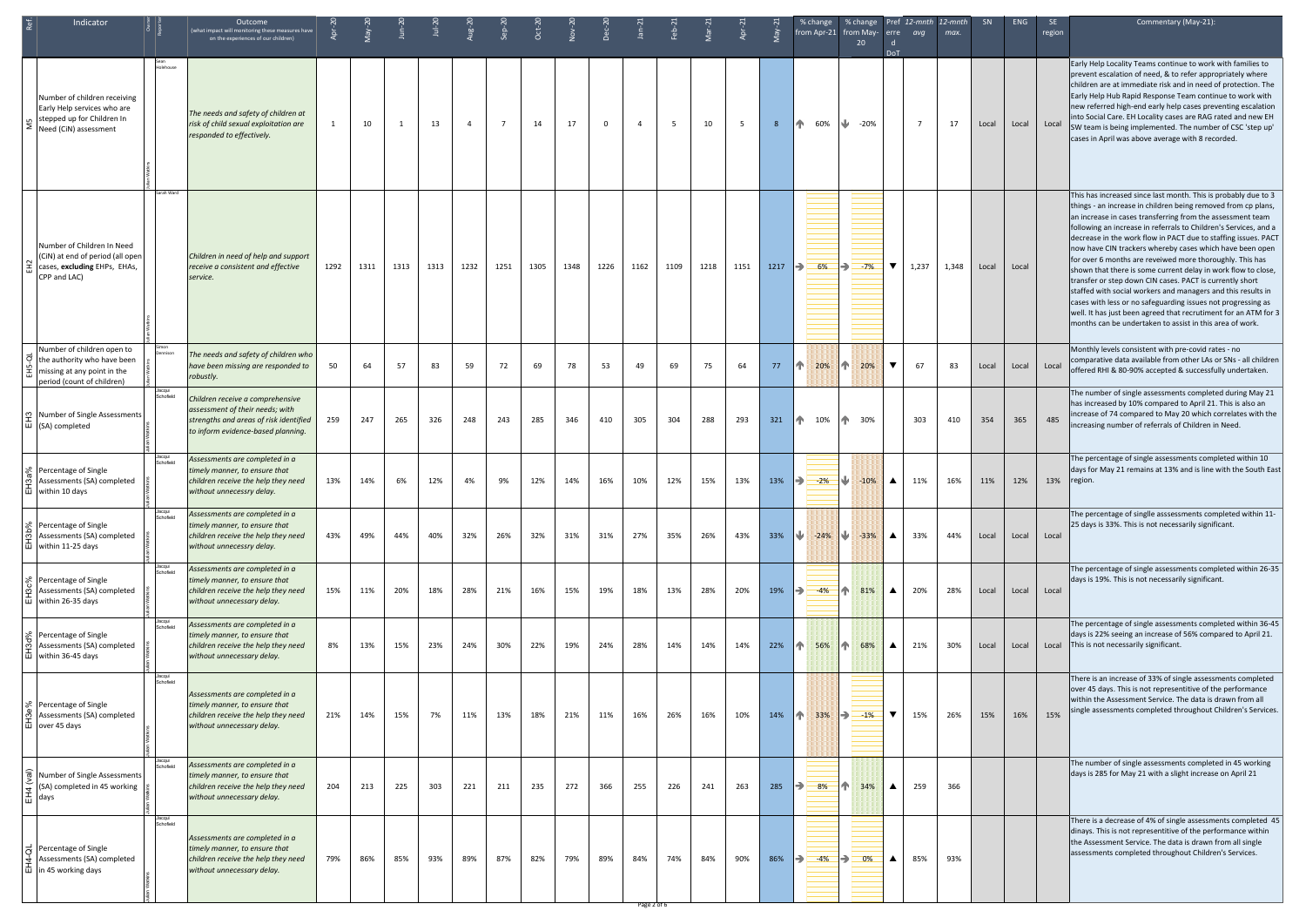| Ref. | Indicator | Owner | Reporter | Outcome (what impact will monitoring these measures have on the experiences of our children) | Apr-20 | May-20 | Jun-20 | Jul-20 | Aug-20 | Sep-20 | Oct-20 | Nov-20 | Dec-20 | Jan-21 | Feb-21 | Mar-21 | Apr-21 | May-21 | % change from Apr-21 | % change from May-20 | Preferred DoT | 12-mnth avg | 12-mnth max. | SN | ENG | SE region | Commentary (May-21): |
|---|---|---|---|---|---|---|---|---|---|---|---|---|---|---|---|---|---|---|---|---|---|---|---|---|---|---|---|
| M5 | Number of children receiving Early Help services who are stepped up for Children In Need (CiN) assessment | Sean Holehouse | Julian Watkins | *The needs and safety of children at risk of child sexual exploitation are responded to effectively.* | 1 | 10 | 1 | 13 | 4 | 7 | 14 | 17 | 0 | 4 | 5 | 10 | 5 | 8 | ↑ 60% | ↓ -20% | | 7 | 17 | Local | Local | Local | Early Help Locality Teams continue to work with families to prevent escalation of need, & to refer appropriately where children are at immediate risk and in need of protection. The Early Help Hub Rapid Response Team continue to work with new referred high-end early help cases preventing escalation into Social Care. EH Locality cases are RAG rated and new EH SW team is being implemented. The number of CSC 'step up' cases in April was above average with 8 recorded. |
| EH2 | Number of Children In Need (CiN) at end of period (all open cases, **excluding** EHPs, EHAs, CPP and LAC) | Sarah Ward | Julian Watkins | *Children in need of help and support receive a consistent and effective service.* | 1292 | 1311 | 1313 | 1313 | 1232 | 1251 | 1305 | 1348 | 1226 | 1162 | 1109 | 1218 | 1151 | 1217 | → 6% | → -7% | ▼ | 1,237 | 1,348 | Local | Local | | This has increased since last month. This is probably due to 3 things - an increase in children being removed from cp plans, an increase in cases transferring from the assessment team following an increase in referrals to Children's Services, and a decrease in the work flow in PACT due to staffing issues. PACT now have CIN trackers whereby cases which have been open for over 6 months are reveiwed more thoroughly. This has shown that there is some current delay in work flow to close, transfer or step down CIN cases. PACT is currently short staffed with social workers and managers and this results in cases with less or no safeguarding issues not progressing as well. It has just been agreed that recrutiment for an ATM for 3 months can be undertaken to assist in this area of work. |
| EH5-QL | Number of children open to the authority who have been missing at any point in the period (count of children) | Simon Dennison | Julian Watkins | *The needs and safety of children who have been missing are responded to robustly.* | 50 | 64 | 57 | 83 | 59 | 72 | 69 | 78 | 53 | 49 | 69 | 75 | 64 | 77 | ↑ 20% | ↑ 20% | ▼ | 67 | 83 | Local | Local | Local | Monthly levels consistent with pre-covid rates - no comparative data available from other LAs or SNs - all children offered RHI & 80-90% accepted & successfully undertaken. |
| EH3 | Number of Single Assessments (SA) completed | Jacqui Schofield | Julian Watkins | *Children receive a comprehensive assessment of their needs; with strengths and areas of risk identified to inform evidence-based planning.* | 259 | 247 | 265 | 326 | 248 | 243 | 285 | 346 | 410 | 305 | 304 | 288 | 293 | 321 | ↑ 10% | ↑ 30% | | 303 | 410 | 354 | 365 | 485 | The number of single assessments completed during May 21 has increased by 10% compared to April 21. This is also an increase of 74 compared to May 20 which correlates with the increasing number of referrals of Children in Need. |
| EH3a% | Percentage of Single Assessments (SA) completed within 10 days | Jacqui Schofield | Julian Watkins | *Assessments are completed in a timely manner, to ensure that children receive the help they need without unnecessary delay.* | 13% | 14% | 6% | 12% | 4% | 9% | 12% | 14% | 16% | 10% | 12% | 15% | 13% | 13% | → -2% | ↓ -10% | ▲ | 11% | 16% | 11% | 12% | 13% | The percentage of single assessments completed within 10 days for May 21 remains at 13% and is line with the South East region. |
| EH3b% | Percentage of Single Assessments (SA) completed within 11-25 days | Jacqui Schofield | Julian Watkins | *Assessments are completed in a timely manner, to ensure that children receive the help they need without unnecessary delay.* | 43% | 49% | 44% | 40% | 32% | 26% | 32% | 31% | 31% | 27% | 35% | 26% | 43% | 33% | ↓ -24% | ↓ -33% | ▲ | 33% | 44% | Local | Local | Local | The percentage of singlle asssessments completed within 11-25 days is 33%. This is not necessarily significant. |
| EH3c% | Percentage of Single Assessments (SA) completed within 26-35 days | Jacqui Schofield | Julian Watkins | *Assessments are completed in a timely manner, to ensure that children receive the help they need without unnecessary delay.* | 15% | 11% | 20% | 18% | 28% | 21% | 16% | 15% | 19% | 18% | 13% | 28% | 20% | 19% | → -4% | ↑ 81% | ▲ | 20% | 28% | Local | Local | Local | The percentage of single assessments completed within 26-35 days is 19%. This is not necessarily significant. |
| EH3d% | Percentage of Single Assessments (SA) completed within 36-45 days | Jacqui Schofield | Julian Watkins | *Assessments are completed in a timely manner, to ensure that children receive the help they need without unnecessary delay.* | 8% | 13% | 15% | 23% | 24% | 30% | 22% | 19% | 24% | 28% | 14% | 14% | 14% | 22% | ↑ 56% | ↑ 68% | ▲ | 21% | 30% | Local | Local | Local | The percentage of single assessments completed within 36-45 days is 22% seeing an increase of 56% compared to April 21. This is not necessarily significant. |
| EH3e % | Percentage of Single Assessments (SA) completed over 45 days | Jacqui Schofield | Julian Watkins | *Assessments are completed in a timely manner, to ensure that children receive the help they need without unnecessary delay.* | 21% | 14% | 15% | 7% | 11% | 13% | 18% | 21% | 11% | 16% | 26% | 16% | 10% | 14% | ↑ 33% | → -1% | ▼ | 15% | 26% | 15% | 16% | 15% | There is an increase of 33% of single assessments completed over 45 days. This is not representitive of the performance within the Assessment Service. The data is drawn from all single assessments completed throughout Children's Services. |
| EH4 (val) | Number of Single Assessments (SA) completed in 45 working days | Jacqui Schofield | Julian Watkins | *Assessments are completed in a timely manner, to ensure that children receive the help they need without unnecessary delay.* | 204 | 213 | 225 | 303 | 221 | 211 | 235 | 272 | 366 | 255 | 226 | 241 | 263 | 285 | → 8% | ↑ 34% | ▲ | 259 | 366 | | | | The number of single assessments completed in 45 working days is 285 for May 21 with a slight increase on April 21 |
| EH4-QL | Percentage of Single Assessments (SA) completed in 45 working days | Jacqui Schofield | Julian Watkins | *Assessments are completed in a timely manner, to ensure that children receive the help they need without unnecessary delay.* | 79% | 86% | 85% | 93% | 89% | 87% | 82% | 79% | 89% | 84% | 74% | 84% | 90% | 86% | → -4% | → 0% | ▲ | 85% | 93% | | | | There is a decrease of 4% of single assessments completed 45 dinays. This is not representitive of the performance within the Assessment Service. The data is drawn from all single assessments completed throughout Children's Services. |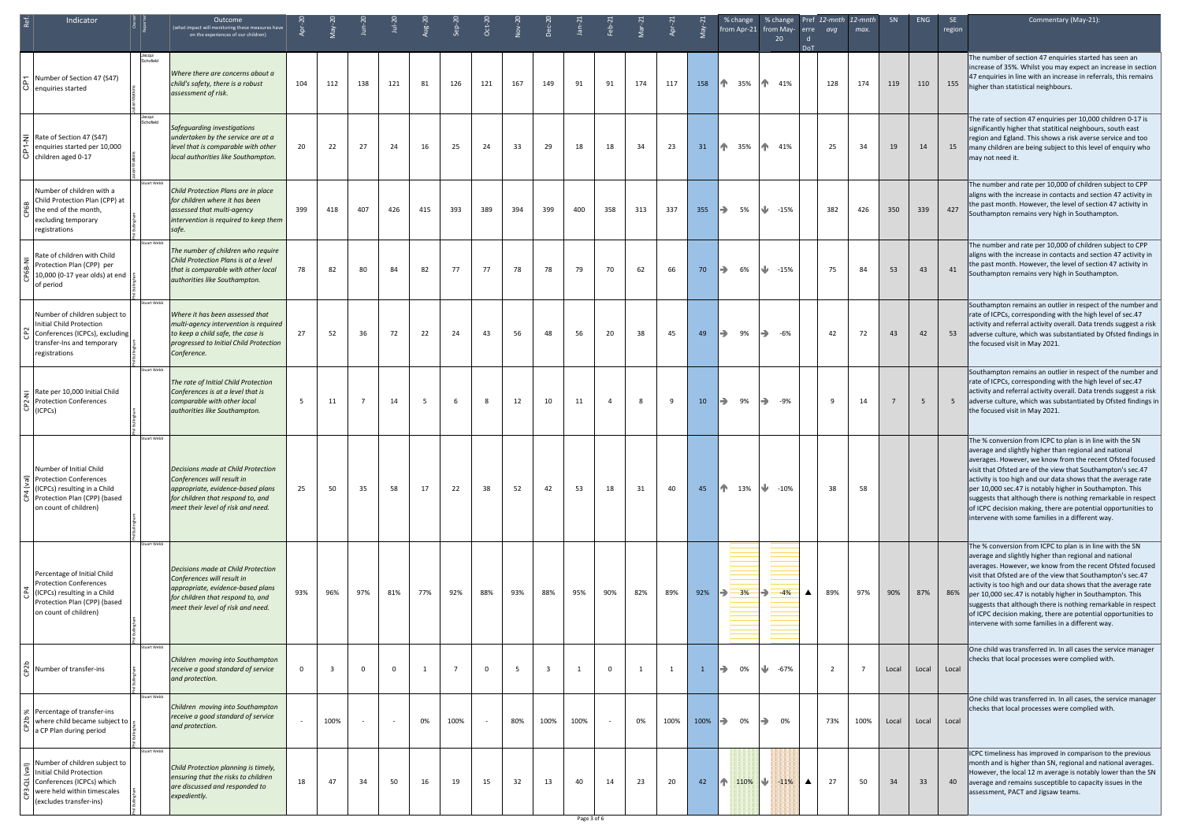| Ref. | Indicator | Owner | Reporter | Outcome (what impact will monitoring these measures have on the experiences of our children) | Apr-20 | May-20 | Jun-20 | Jul-20 | Aug-20 | Sep-20 | Oct-20 | Nov-20 | Dec-20 | Jan-21 | Feb-21 | Mar-21 | Apr-21 | May-21 | % change from Apr-21 | % change from May-20 | Preferred DoT | 12-mnth avg | 12-mnth max. | SN | ENG | SE region | Commentary (May-21): |
|---|---|---|---|---|---|---|---|---|---|---|---|---|---|---|---|---|---|---|---|---|---|---|---|---|---|---|---|
| CP1 | Number of Section 47 (S47) enquiries started | Jacqui Scholfield | Julian Watkins | *Where there are concerns about a child's safety, there is a robust assessment of risk.* | 104 | 112 | 138 | 121 | 81 | 126 | 121 | 167 | 149 | 91 | 91 | 174 | 117 | 158 | ↑ 35% | ↑ 41% | | 128 | 174 | 119 | 110 | 155 | The number of section 47 enquiries started has seen an increase of 35%. Whilst you may expect an increase in section 47 enquiries in line with an increase in referrals, this remains higher than statistical neighbours. |
| CP1-NI | Rate of Section 47 (S47) enquiries started per 10,000 children aged 0-17 | Jacqui Scholfield | Julian Watkins | *Safeguarding investigations undertaken by the service are at a level that is comparable with other local authorities like Southampton.* | 20 | 22 | 27 | 24 | 16 | 25 | 24 | 33 | 29 | 18 | 18 | 34 | 23 | 31 | ↑ 35% | ↑ 41% | | 25 | 34 | 19 | 14 | 15 | The rate of section 47 enquiries per 10,000 children 0-17 is significantly higher that statitical neighbours, south east region and Egland. This shows a risk averse service and too many children are being subject to this level of enquiry who may not need it. |
| CP6B | Number of children with a Child Protection Plan (CPP) at the end of the month, excluding temporary registrations | Stuart Webb | Phil Bullingham | *Child Protection Plans are in place for children where it has been assessed that multi-agency intervention is required to keep them safe.* | 399 | 418 | 407 | 426 | 415 | 393 | 389 | 394 | 399 | 400 | 358 | 313 | 337 | 355 | → 5% | ↓ -15% | | 382 | 426 | 350 | 339 | 427 | The number and rate per 10,000 of children subject to CPP aligns with the increase in contacts and section 47 activity in the past month. However, the level of section 47 activity in Southampton remains very high in Southampton. |
| CP6B-NI | Rate of children with Child Protection Plan (CPP) per 10,000 (0-17 year olds) at end of period | Stuart Webb | Phil Bullingham | *The number of children who require Child Protection Plans is at a level that is comparable with other local authorities like Southampton.* | 78 | 82 | 80 | 84 | 82 | 77 | 77 | 78 | 78 | 79 | 70 | 62 | 66 | 70 | → 6% | ↓ -15% | | 75 | 84 | 53 | 43 | 41 | The number and rate per 10,000 of children subject to CPP aligns with the increase in contacts and section 47 activity in the past month. However, the level of section 47 activity in Southampton remains very high in Southampton. |
| CP2 | Number of children subject to Initial Child Protection Conferences (ICPCs), excluding transfer-Ins and temporary registrations | Stuart Webb | Phil Bullingham | *Where it has been assessed that multi-agency intervention is required to keep a child safe, the case is progressed to Initial Child Protection Conference.* | 27 | 52 | 36 | 72 | 22 | 24 | 43 | 56 | 48 | 56 | 20 | 38 | 45 | 49 | → 9% | → -6% | | 42 | 72 | 43 | 42 | 53 | Southampton remains an outlier in respect of the number and rate of ICPCs, corresponding with the high level of sec.47 activity and referral activity overall. Data trends suggest a risk adverse culture, which was substantiated by Ofsted findings in the focused visit in May 2021. |
| CP2-NI | Rate per 10,000 Initial Child Protection Conferences (ICPCs) | Stuart Webb | Phil Bullingham | *The rate of Initial Child Protection Conferences is at a level that is comparable with other local authorities like Southampton.* | 5 | 11 | 7 | 14 | 5 | 6 | 8 | 12 | 10 | 11 | 4 | 8 | 9 | 10 | → 9% | → -9% | | 9 | 14 | 7 | 5 | 5 | Southampton remains an outlier in respect of the number and rate of ICPCs, corresponding with the high level of sec.47 activity and referral activity overall. Data trends suggest a risk adverse culture, which was substantiated by Ofsted findings in the focused visit in May 2021. |
| CP4 (val) | Number of Initial Child Protection Conferences (ICPCs) resulting in a Child Protection Plan (CPP) (based on count of children) | Stuart Webb | Phil Bullingham | *Decisions made at Child Protection Conferences will result in appropriate, evidence-based plans for children that respond to, and meet their level of risk and need.* | 25 | 50 | 35 | 58 | 17 | 22 | 38 | 52 | 42 | 53 | 18 | 31 | 40 | 45 | ↑ 13% | ↓ -10% | | 38 | 58 | | | | The % conversion from ICPC to plan is in line with the SN average and slightly higher than regional and national averages. However, we know from the recent Ofsted focused visit that Ofsted are of the view that Southampton's sec.47 activity is too high and our data shows that the average rate per 10,000 sec.47 is notably higher in Southampton. This suggests that although there is nothing remarkable in respect of ICPC decision making, there are potential opportunities to intervene with some families in a different way. |
| CP4 | Percentage of Initial Child Protection Conferences (ICPCs) resulting in a Child Protection Plan (CPP) (based on count of children) | Stuart Webb | Phil Bullingham | *Decisions made at Child Protection Conferences will result in appropriate, evidence-based plans for children that respond to, and meet their level of risk and need.* | 93% | 96% | 97% | 81% | 77% | 92% | 88% | 93% | 88% | 95% | 90% | 82% | 89% | 92% | → 3% | → -4% | ▲ | 89% | 97% | 90% | 87% | 86% | The % conversion from ICPC to plan is in line with the SN average and slightly higher than regional and national averages. However, we know from the recent Ofsted focused visit that Ofsted are of the view that Southampton's sec.47 activity is too high and our data shows that the average rate per 10,000 sec.47 is notably higher in Southampton. This suggests that although there is nothing remarkable in respect of ICPC decision making, there are potential opportunities to intervene with some families in a different way. |
| CP2b | Number of transfer-ins | Stuart Webb | Phil Bullingham | *Children moving into Southampton receive a good standard of service and protection.* | 0 | 3 | 0 | 0 | 1 | 7 | 0 | 5 | 3 | 1 | 0 | 1 | 1 | 1 | → 0% | ↓ -67% | | 2 | 7 | Local | Local | Local | One child was transferred in. In all cases the service manager checks that local processes were complied with. |
| CP2b % | Percentage of transfer-ins where child became subject to a CP Plan during period | Stuart Webb | Phil Bullingham | *Children moving into Southampton receive a good standard of service and protection.* | - | 100% | - | - | 0% | 100% | - | 80% | 100% | 100% | - | 0% | 100% | 100% | → 0% | → 0% | | 73% | 100% | Local | Local | Local | One child was transferred in. In all cases, the service manager checks that local processes were complied with. |
| CP3-QL (val) | Number of children subject to Initial Child Protection Conferences (ICPCs) which were held within timescales (excludes transfer-ins) | Stuart Webb | Phil Bullingham | *Child Protection planning is timely, ensuring that the risks to children are discussed and responded to expediently.* | 18 | 47 | 34 | 50 | 16 | 19 | 15 | 32 | 13 | 40 | 14 | 23 | 20 | 42 | ↑ 110% | ↓ -11% | ▲ | 27 | 50 | 34 | 33 | 40 | ICPC timeliness has improved in comparison to the previous month and is higher than SN, regional and national averages. However, the local 12 m average is notably lower than the SN average and remains susceptible to capacity issues in the assessment, PACT and Jigsaw teams. |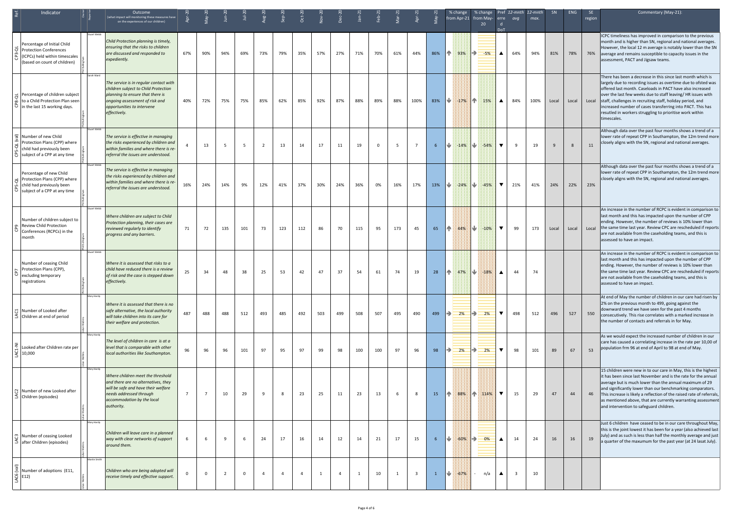| Ref. | Indicator | Owner | Reporter | Outcome (what impact will monitoring these measures have on the experiences of our children) | Apr-20 | May-20 | Jun-20 | Jul-20 | Aug-20 | Sep-20 | Oct-20 | Nov-20 | Dec-20 | Jan-21 | Feb-21 | Mar-21 | Apr-21 | May-21 | % change from Apr-21 | % change from May-20 | Preferred DoT | 12-mnth avg | 12-mnth max. | SN | ENG | SE region | Commentary (May-21): |
|---|---|---|---|---|---|---|---|---|---|---|---|---|---|---|---|---|---|---|---|---|---|---|---|---|---|---|---|
| CP3-QL | Percentage of Initial Child Protection Conferences (ICPCs) held within timescales (based on count of children) | Phil Bullingham | Stuart Webb | *Child Protection planning is timely, ensuring that the risks to children are discussed and responded to expediently.* | 67% | 90% | 94% | 69% | 73% | 79% | 35% | 57% | 27% | 71% | 70% | 61% | 44% | 86% | ↑ 93% | → -5% | ▲ | 64% | 94% | 81% | 78% | 76% | ICPC timeliness has improved in comparison to the previous month and is higher than SN, regional and national averages. However, the local 12 m average is notably lower than the SN average and remains susceptible to capacity issues in the assessment, PACT and Jigsaw teams. |
| CP8-QL | Percentage of children subject to a Child Protection Plan seen in the last 15 working days. | Phil Bullingham | Sarah Ward | *The service is in regular contact with children subject to Child Protection planning to ensure that there is ongoing assessment of risk and opportunities to intervene effectively.* | 40% | 72% | 75% | 75% | 85% | 62% | 85% | 92% | 87% | 88% | 89% | 88% | 100% | 83% | ↓ -17% | ↑ 15% | ▲ | 84% | 100% | Local | Local | Local | There has been a decrease in this since last month which is largely due to recording issues as overtime due to ofsted was offered last month. Caseloads in PACT have also increased over the last few weeks due to staff leaving/ HR issues with staff, challenges in recruiting staff, holiday period, and increased number of cases transferring into PACT. This has resulted in workers struggling to prioritise work within timescales. |
| CP5-QL (val) | Number of new Child Protection Plans (CPP) where child had previously been subject of a CPP at any time | Phil Bullingham | Stuart Webb | *The service is effective in managing the risks experienced by children and within families and where there is re-referral the issues are understood.* | 4 | 13 | 5 | 5 | 2 | 13 | 14 | 17 | 11 | 19 | 0 | 5 | 7 | 6 | ↓ -14% | ↓ -54% | ▼ | 9 | 19 | 9 | 8 | 11 | Although data over the past four months shows a trend of a lower rate of repeat CPP in Southampton, the 12m trend more closely aligns with the SN, regional and national averages. |
| CP5-QL | Percentage of new Child Protection Plans (CPP) where child had previously been subject of a CPP at any time | Phil Bullingham | Stuart Webb | *The service is effective in managing the risks experienced by children and within families and where there is re-referral the issues are understood.* | 16% | 24% | 14% | 9% | 12% | 41% | 37% | 30% | 24% | 36% | 0% | 16% | 17% | 13% | ↓ -24% | ↓ -45% | ▼ | 21% | 41% | 24% | 22% | 23% | Although data over the past four months shows a trend of a lower rate of repeat CPP in Southampton, the 12m trend more closely aligns with the SN, regional and national averages. |
| CP9 | Number of children subject to Review Child Protection Conferences (RCPCs) in the month | Phil Bullingham | Stuart Webb | *Where children are subject to Child Protection planning, their cases are reviewed regularly to identify progress and any barriers.* | 71 | 72 | 135 | 101 | 73 | 123 | 112 | 86 | 70 | 115 | 95 | 173 | 45 | 65 | ↑ 44% | ↓ -10% | ▼ | 99 | 173 | Local | Local | Local | An increase in the number of RCPC is evident in comparison to last month and this has impacted upon the number of CPP ending. However, the number of reviews is 10% lower than the same time last year. Review CPC are rescheduled if reports are not available from the caseholding teams, and this is assessed to have an impact. |
| CP7 | Number of ceasing Child Protection Plans (CPP), excluding temporary registrations | Phil Bullingham | Stuart Webb | *Where it is assessed that risks to a child have reduced there is a review of risk and the case is stepped down effectively.* | 25 | 34 | 48 | 38 | 25 | 53 | 42 | 47 | 37 | 54 | 61 | 74 | 19 | 28 | ↑ 47% | ↓ -18% | ▲ | 44 | 74 | | | | An increase in the number of RCPC is evident in comparison to last month and this has impacted upon the number of CPP ending. However, the number of reviews is 10% lower than the same time last year. Review CPC are rescheduled if reports are not available from the caseholding teams, and this is assessed to have an impact. |
| LAC1 | Number of Looked after Children at end of period | Julian Watkins | Mary Hardy | *Where it is assessed that there is no safe alternative, the local authority will take children into its care for their welfare and protection.* | 487 | 488 | 488 | 512 | 493 | 485 | 492 | 503 | 499 | 508 | 507 | 495 | 490 | 499 | → 2% | → 2% | ▼ | 498 | 512 | 496 | 527 | 550 | At end of May the number of children in our care had risen by 2% on the previous month to 499, going against the downward trend we have seen for the past 4 months consecutively. This rise correlates with a marked increase in the number of contacts and referrals in for May. |
| LAC1-NI | Looked after Children rate per 10,000 | Julian Watkins | Mary Hardy | *The level of children in care is at a level that is comparable with other local authorities like Southampton.* | 96 | 96 | 96 | 101 | 97 | 95 | 97 | 99 | 98 | 100 | 100 | 97 | 96 | 98 | → 2% | → 2% | ▼ | 98 | 101 | 89 | 67 | 53 | As we would expect the increased number of children in our care has caused a correlating increase in the rate per 10,00 of population frm 96 at end of April to 98 at end of May. |
| LAC2 | Number of new Looked after Children (episodes) | Julian Watkins | Mary Hardy | *Where children meet the threshold and there are no alternatives, they will be safe and have their welfare needs addressed through accommodation by the local authority.* | 7 | 7 | 10 | 29 | 9 | 8 | 23 | 25 | 11 | 23 | 13 | 6 | 8 | 15 | ↑ 88% | ↑ 114% | ▼ | 15 | 29 | 47 | 44 | 46 | 15 children were new in to our care in May, this is the highest it has been since last November and is the rate for the annual average but is much lower than the annual maximum of 29 and significantly lower than our benchmarking comparators. This increase is likely a reflection of the raised rate of referrals, as mentioned above, that are currently warranting assessment and intervention to safeguard children. |
| LAC 3 | Number of ceasing Looked after Children (episodes) | Julian Watkins | Mary Hardy | *Children will leave care in a planned way with clear networks of support around them.* | 6 | 6 | 9 | 6 | 24 | 17 | 16 | 14 | 12 | 14 | 21 | 17 | 15 | 6 | ↓ -60% | → 0% | ▲ | 14 | 24 | 16 | 16 | 19 | Just 6 children have ceased to be in our care throughout May, this is the joint lowest it has been for a year (also achieved last July) and as such is less than half the monthly average and just a quarter of the maxumum for the past year (at 24 lasat July). |
| LAC6 (val) | Number of adoptions (E11, E12) | Julian Watkins | Martin Smith | *Children who are being adopted will receive timely and effective support.* | 0 | 0 | 2 | 0 | 4 | 4 | 4 | 1 | 4 | 1 | 10 | 1 | 3 | 1 | ↓ -67% | - n/a | ▲ | 3 | 10 | | | | |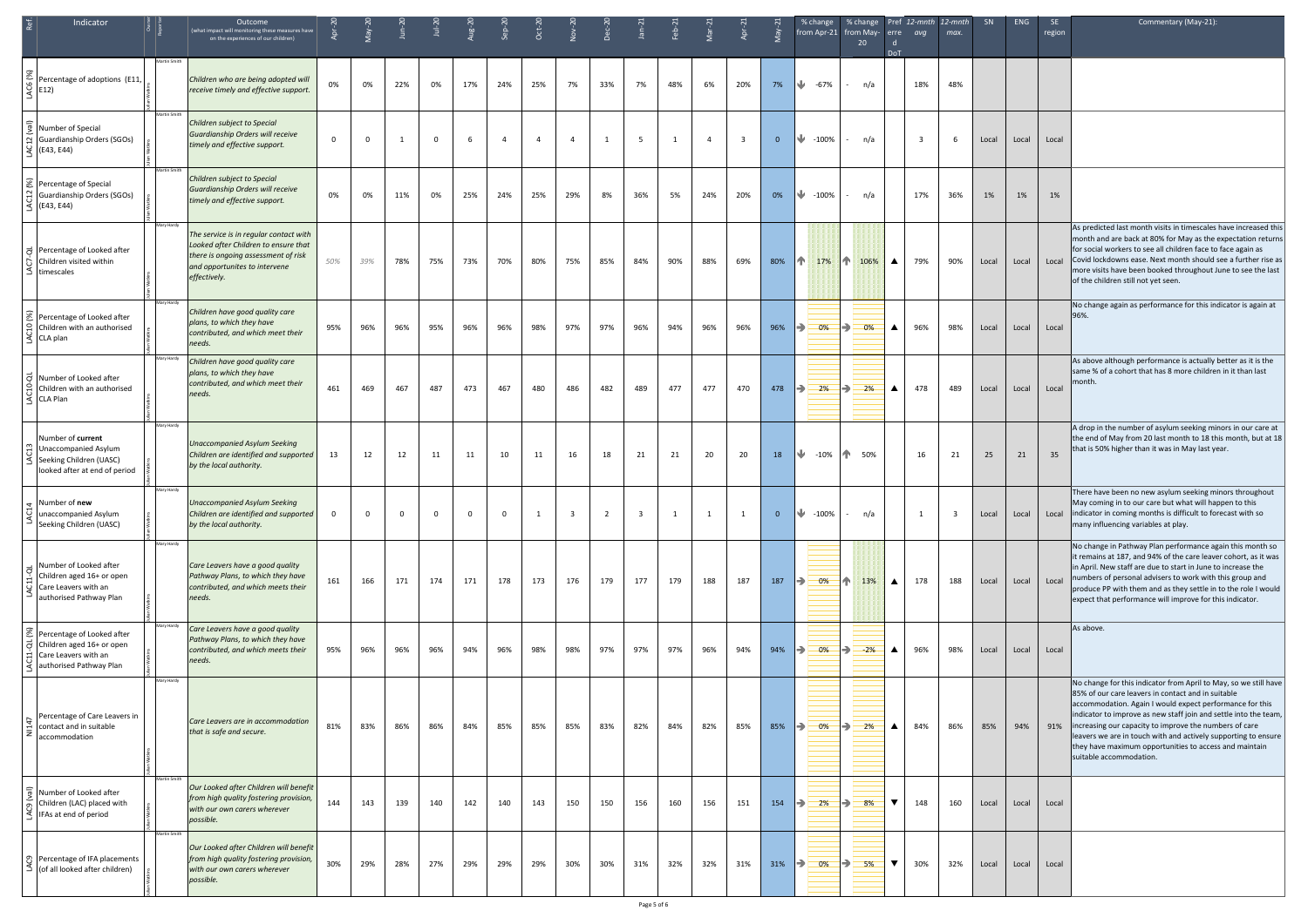| Ref. | Indicator | Owner | Reporter | Outcome (what impact will monitoring these measures have on the experiences of our children) | Apr-20 | May-20 | Jun-20 | Jul-20 | Aug-20 | Sep-20 | Oct-20 | Nov-20 | Dec-20 | Jan-21 | Feb-21 | Mar-21 | Apr-21 | May-21 | % change from Apr-21 | % change from May-20 | Preferred DoT | 12-mnth avg | 12-mnth max. | SN | ENG | SE region | Commentary (May-21): |
|---|---|---|---|---|---|---|---|---|---|---|---|---|---|---|---|---|---|---|---|---|---|---|---|---|---|---|---|
| LAC6 (%) | Percentage of adoptions (E11, E12) | Julian Watkins | Martin Smith | Children who are being adopted will receive timely and effective support. | 0% | 0% | 22% | 0% | 17% | 24% | 25% | 7% | 33% | 7% | 48% | 6% | 20% | 7% | ↓ -67% | - n/a | | 18% | 48% | | | | |
| LAC 12 (val) | Number of Special Guardianship Orders (SGOs) (E43, E44) | Julian Watkins | Martin Smith | Children subject to Special Guardianship Orders will receive timely and effective support. | 0 | 0 | 1 | 0 | 6 | 4 | 4 | 4 | 1 | 5 | 1 | 4 | 3 | 0 | ↓ -100% | - n/a | | 3 | 6 | Local | Local | Local | |
| LAC12 (%) | Percentage of Special Guardianship Orders (SGOs) (E43, E44) | Julian Watkins | Martin Smith | Children subject to Special Guardianship Orders will receive timely and effective support. | 0% | 0% | 11% | 0% | 25% | 24% | 25% | 29% | 8% | 36% | 5% | 24% | 20% | 0% | ↓ -100% | - n/a | | 17% | 36% | 1% | 1% | 1% | |
| LAC7-QL | Percentage of Looked after Children visited within timescales | Julian Watkins | Mary Hardy | The service is in regular contact with Looked after Children to ensure that there is ongoing assessment of risk and opportunites to intervene effectively. | 50% | 39% | 78% | 75% | 73% | 70% | 80% | 75% | 85% | 84% | 90% | 88% | 69% | 80% | ↑ 17% | ↑ 106% | ▲ | 79% | 90% | Local | Local | Local | As predicted last month visits in timescales have increased this month and are back at 80% for May as the expectation returns for social workers to see all children face to face again as Covid lockdowns ease. Next month should see a further rise as more visits have been booked throughout June to see the last of the children still not yet seen. |
| LAC10 (%) | Percentage of Looked after Children with an authorised CLA plan | Julian Watkins | Mary Hardy | Children have good quality care plans, to which they have contributed, and which meet their needs. | 95% | 96% | 96% | 95% | 96% | 96% | 98% | 97% | 97% | 96% | 94% | 96% | 96% | 96% | → 0% | → 0% | ▲ | 96% | 98% | Local | Local | Local | No change again as performance for this indicator is again at 96%. |
| LAC10-QL | Number of Looked after Children with an authorised CLA Plan | Julian Watkins | Mary Hardy | Children have good quality care plans, to which they have contributed, and which meet their needs. | 461 | 469 | 467 | 487 | 473 | 467 | 480 | 486 | 482 | 489 | 477 | 477 | 470 | 478 | → 2% | → 2% | ▲ | 478 | 489 | Local | Local | Local | As above although performance is actually better as it is the same % of a cohort that has 8 more children in it than last month. |
| LAC13 | Number of **current** Unaccompanied Asylum Seeking Children (UASC) looked after at end of period | Julian Watkins | Mary Hardy | Unaccompanied Asylum Seeking Children are identified and supported by the local authority. | 13 | 12 | 12 | 11 | 11 | 10 | 11 | 16 | 18 | 21 | 21 | 20 | 20 | 18 | ↓ -10% | ↑ 50% | | 16 | 21 | 25 | 21 | 35 | A drop in the number of asylum seeking minors in our care at the end of May from 20 last month to 18 this month, but at 18 that is 50% higher than it was in May last year. |
| LAC14 | Number of **new** unaccompanied Asylum Seeking Children (UASC) | Julian Watkins | Mary Hardy | Unaccompanied Asylum Seeking Children are identified and supported by the local authority. | 0 | 0 | 0 | 0 | 0 | 0 | 1 | 3 | 2 | 3 | 1 | 1 | 1 | 0 | ↓ -100% | - n/a | | 1 | 3 | Local | Local | Local | There have been no new asylum seeking minors throughout May coming in to our care but what will happen to this indicator in coming months is difficult to forecast with so many influencing variables at play. |
| LAC11-QL | Number of Looked after Children aged 16+ or open Care Leavers with an authorised Pathway Plan | Julian Watkins | Mary Hardy | Care Leavers have a good quality Pathway Plans, to which they have contributed, and which meets their needs. | 161 | 166 | 171 | 174 | 171 | 178 | 173 | 176 | 179 | 177 | 179 | 188 | 187 | 187 | → 0% | ↑ 13% | ▲ | 178 | 188 | Local | Local | Local | No change in Pathway Plan performance again this month so it remains at 187, and 94% of the care leaver cohort, as it was in April. New staff are due to start in June to increase the numbers of personal advisers to work with this group and produce PP with them and as they settle in to the role I would expect that performance will improve for this indicator. |
| LAC11-QL (%) | Percentage of Looked after Children aged 16+ or open Care Leavers with an authorised Pathway Plan | Julian Watkins | Mary Hardy | Care Leavers have a good quality Pathway Plans, to which they have contributed, and which meets their needs. | 95% | 96% | 96% | 96% | 94% | 96% | 98% | 98% | 97% | 97% | 97% | 96% | 94% | 94% | → 0% | → -2% | ▲ | 96% | 98% | Local | Local | Local | As above. |
| NI147 | Percentage of Care Leavers in contact and in suitable accommodation | Julian Watkins | Mary Hardy | Care Leavers are in accommodation that is safe and secure. | 81% | 83% | 86% | 86% | 84% | 85% | 85% | 85% | 83% | 82% | 84% | 82% | 85% | 85% | → 0% | → 2% | ▲ | 84% | 86% | 85% | 94% | 91% | No change for this indicator from April to May, so we still have 85% of our care leavers in contact and in suitable accommodation. Again I would expect performance for this indicator to improve as new staff join and settle into the team, increasing our capacity to improve the numbers of care leavers we are in touch with and actively supporting to ensure they have maximum opportunities to access and maintain suitable accommodation. |
| LAC9 (val) | Number of Looked after Children (LAC) placed with IFAs at end of period | Julian Watkins | Martin Smith | Our Looked after Children will benefit from high quality fostering provision, with our own carers wherever possible. | 144 | 143 | 139 | 140 | 142 | 140 | 143 | 150 | 150 | 156 | 160 | 156 | 151 | 154 | → 2% | → 8% | ▼ | 148 | 160 | Local | Local | Local | |
| LAC9 | Percentage of IFA placements (of all looked after children) | Julian Watkins | Martin Smith | Our Looked after Children will benefit from high quality fostering provision, with our own carers wherever possible. | 30% | 29% | 28% | 27% | 29% | 29% | 29% | 30% | 30% | 31% | 32% | 32% | 31% | 31% | → 0% | → 5% | ▼ | 30% | 32% | Local | Local | Local | |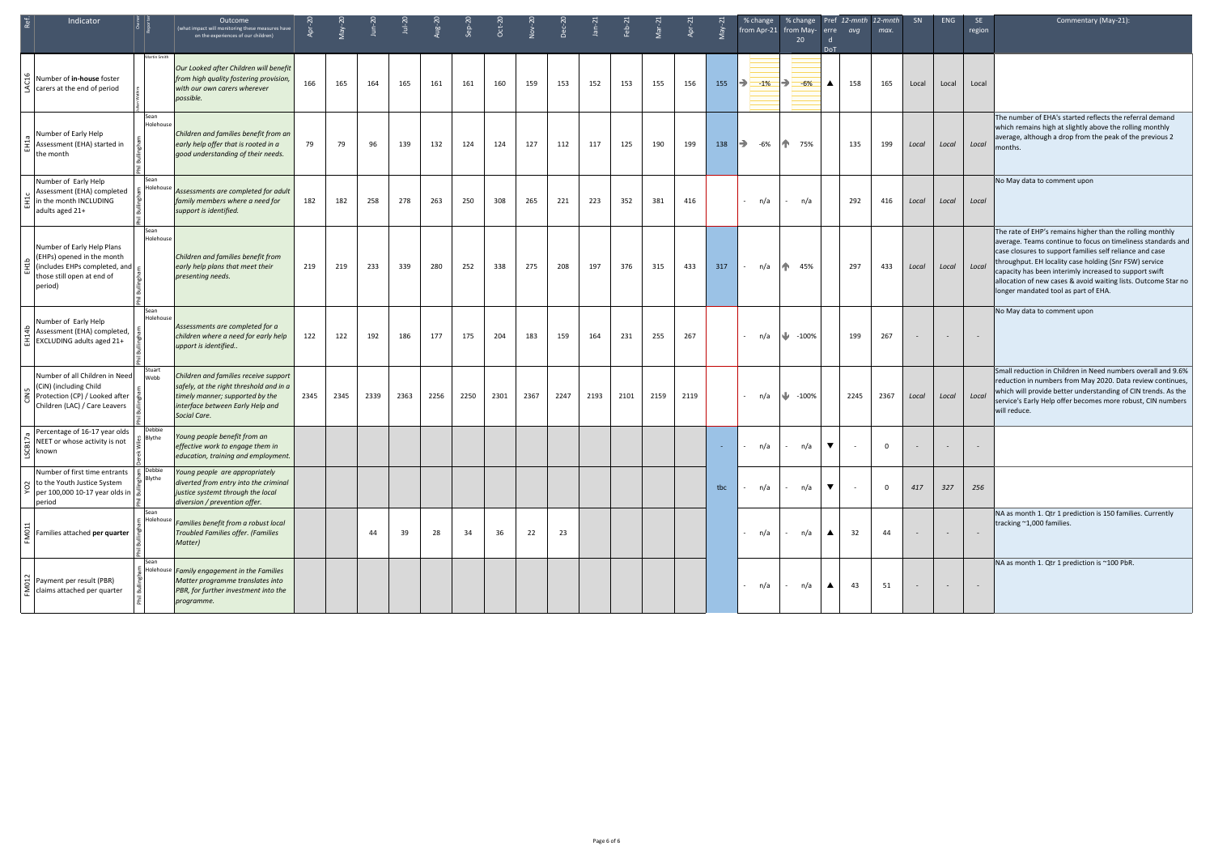| Ref. | Indicator | Owner | Reporter | Outcome (what impact will monitoring these measures have on the experiences of our children) | Apr-20 | May-20 | Jun-20 | Jul-20 | Aug-20 | Sep-20 | Oct-20 | Nov-20 | Dec-20 | Jan-21 | Feb-21 | Mar-21 | Apr-21 | May-21 | % change from Apr-21 | % change from May-20 | Preferred DoT | 12-mnth avg | 12-mnth max. | SN | ENG | SE region | Commentary (May-21): |
|---|---|---|---|---|---|---|---|---|---|---|---|---|---|---|---|---|---|---|---|---|---|---|---|---|---|---|---|
| LAC16 | Number of **in-house** foster carers at the end of period | Martin Smith | Kate Waters | *Our Looked after Children will benefit from high quality fostering provision, with our own carers wherever possible.* | 166 | 165 | 164 | 165 | 161 | 161 | 160 | 159 | 153 | 152 | 153 | 155 | 156 | 155 | ➔ -1% | ➔ -6% | ▲ | 158 | 165 | Local | Local | Local | |
| EH1a | Number of Early Help Assessment (EHA) started in the month | Sean Holehouse | Phil Bullingham | *Children and families benefit from an early help offer that is rooted in a good understanding of their needs.* | 79 | 79 | 96 | 139 | 132 | 124 | 124 | 127 | 112 | 117 | 125 | 190 | 199 | 138 | ➔ -6% | ↑ 75% | | 135 | 199 | *Local* | *Local* | *Local* | The number of EHA's started reflects the referral demand which remains high at slightly above the rolling monthly average, although a drop from the peak of the previous 2 months. |
| EH1c | Number of Early Help Assessment (EHA) completed in the month INCLUDING adults aged 21+ | Sean Holehouse | Phil Bullingham | *Assessments are completed for adult family members where a need for support is identified.* | 182 | 182 | 258 | 278 | 263 | 250 | 308 | 265 | 221 | 223 | 352 | 381 | 416 | | - n/a | - n/a | | 292 | 416 | *Local* | *Local* | *Local* | No May data to comment upon |
| EH1b | Number of Early Help Plans (EHPs) opened in the month (includes EHPs completed, and those still open at end of period) | Sean Holehouse | Phil Bullingham | *Children and families benefit from early help plans that meet their presenting needs.* | 219 | 219 | 233 | 339 | 280 | 252 | 338 | 275 | 208 | 197 | 376 | 315 | 433 | 317 | - n/a | ↑ 45% | | 297 | 433 | *Local* | *Local* | *Local* | The rate of EHP's remains higher than the rolling monthly average. Teams continue to focus on timeliness standards and case closures to support families self reliance and case throughput. EH locality case holding (Snr FSW) service capacity has been interimly increased to support swift allocation of new cases & avoid waiting lists. Outcome Star no longer mandated tool as part of EHA. |
| EH14b | Number of Early Help Assessment (EHA) completed, EXCLUDING adults aged 21+ | Sean Holehouse | Phil Bullingham | *Assessments are completed for a children where a need for early help upport is identified..* | 122 | 122 | 192 | 186 | 177 | 175 | 204 | 183 | 159 | 164 | 231 | 255 | 267 | | - n/a | ↓ -100% | | 199 | 267 | - | - | - | No May data to comment upon |
| CIN5 | Number of all Children in Need (CiN) (including Child Protection (CP) / Looked after Children (LAC) / Care Leavers | Stuart Webb | Phil Bullingham | *Children and families receive support safely, at the right threshold and in a timely manner; supported by the interface between Early Help and Social Care.* | 2345 | 2345 | 2339 | 2363 | 2256 | 2250 | 2301 | 2367 | 2247 | 2193 | 2101 | 2159 | 2119 | | - n/a | ↓ -100% | | 2245 | 2367 | *Local* | *Local* | *Local* | Small reduction in Children in Need numbers overall and 9.6% reduction in numbers from May 2020. Data review continues, which will provide better understanding of CIN trends. As the service's Early Help offer becomes more robust, CIN numbers will reduce. |
| LSCB17a | Percentage of 16-17 year olds NEET or whose activity is not known | Debbie Blythe | Derek Wiles | *Young people benefit from an effective work to engage them in education, training and employment.* | | | | | | | | | | | | | | - | - n/a | - n/a | ▼ | - | 0 | - | - | - | |
| YO2 | Number of first time entrants to the Youth Justice System per 100,000 10-17 year olds in period | Debbie Blythe | Phil Bullingham | *Young people are appropriately diverted from entry into the criminal justice systemt through the local diversion / prevention offer.* | | | | | | | | | | | | | | tbc | - n/a | - n/a | ▼ | - | 0 | *417* | *327* | *256* | |
| FM011 | Families attached **per quarter** | Sean Holehouse | Phil Bullingham | *Families benefit from a robust local Troubled Families offer. (Families Matter)* | | | 44 | 39 | 28 | 34 | 36 | 22 | 23 | | | | | | - n/a | - n/a | ▲ | 32 | 44 | - | - | - | NA as month 1. Qtr 1 prediction is 150 families. Currently tracking ~1,000 families. |
| FM012 | Payment per result (PBR) claims attached per quarter | Sean Holehouse | Phil Bullingham | *Family engagement in the Families Matter programme translates into PBR, for further investment into the programme.* | | | | | | | | | | | | | | | - n/a | - n/a | ▲ | 43 | 51 | - | - | - | NA as month 1. Qtr 1 prediction is ~100 PbR. |